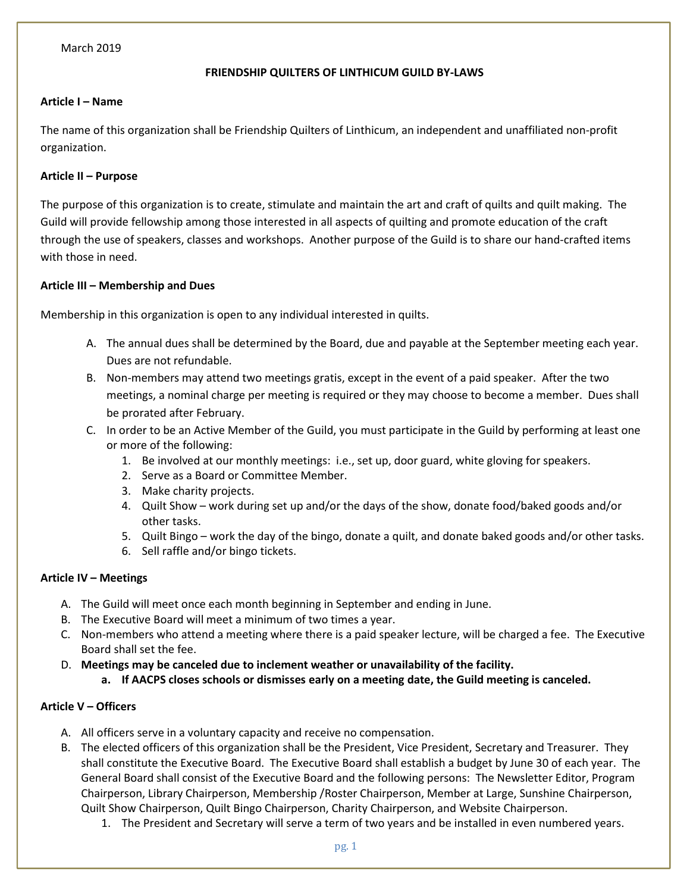March 2019

# FRIENDSHIP QUILTERS OF LINTHICUM GUILD BY-LAWS

## Article I – Name

The name of this organization shall be Friendship Quilters of Linthicum, an independent and unaffiliated non-profit organization.

## Article II – Purpose

The purpose of this organization is to create, stimulate and maintain the art and craft of quilts and quilt making. The Guild will provide fellowship among those interested in all aspects of quilting and promote education of the craft through the use of speakers, classes and workshops. Another purpose of the Guild is to share our hand-crafted items with those in need.

## Article III – Membership and Dues

Membership in this organization is open to any individual interested in quilts.

A. The annual dues shall be determined by the Board, due and payable at the September meeting each year. Dues are not refundable.

B. Non-members may attend two meetings gratis, except in the event of a paid speaker. After the two meetings, a nominal charge per meeting is required or they may choose to become a member. Dues shall be prorated after February.

C. In order to be an Active Member of the Guild, you must participate in the Guild by performing at least one or more of the following:
   1. Be involved at our monthly meetings: i.e., set up, door guard, white gloving for speakers.
   2. Serve as a Board or Committee Member.
   3. Make charity projects.
   4. Quilt Show – work during set up and/or the days of the show, donate food/baked goods and/or other tasks.
   5. Quilt Bingo – work the day of the bingo, donate a quilt, and donate baked goods and/or other tasks.
   6. Sell raffle and/or bingo tickets.

## Article IV – Meetings

A. The Guild will meet once each month beginning in September and ending in June.

B. The Executive Board will meet a minimum of two times a year.

C. Non-members who attend a meeting where there is a paid speaker lecture, will be charged a fee. The Executive Board shall set the fee.

D. **Meetings may be canceled due to inclement weather or unavailability of the facility.**
   a. **If AACPS closes schools or dismisses early on a meeting date, the Guild meeting is canceled.**

## Article V – Officers

A. All officers serve in a voluntary capacity and receive no compensation.

B. The elected officers of this organization shall be the President, Vice President, Secretary and Treasurer. They shall constitute the Executive Board. The Executive Board shall establish a budget by June 30 of each year. The General Board shall consist of the Executive Board and the following persons: The Newsletter Editor, Program Chairperson, Library Chairperson, Membership /Roster Chairperson, Member at Large, Sunshine Chairperson, Quilt Show Chairperson, Quilt Bingo Chairperson, Charity Chairperson, and Website Chairperson.
   1. The President and Secretary will serve a term of two years and be installed in even numbered years.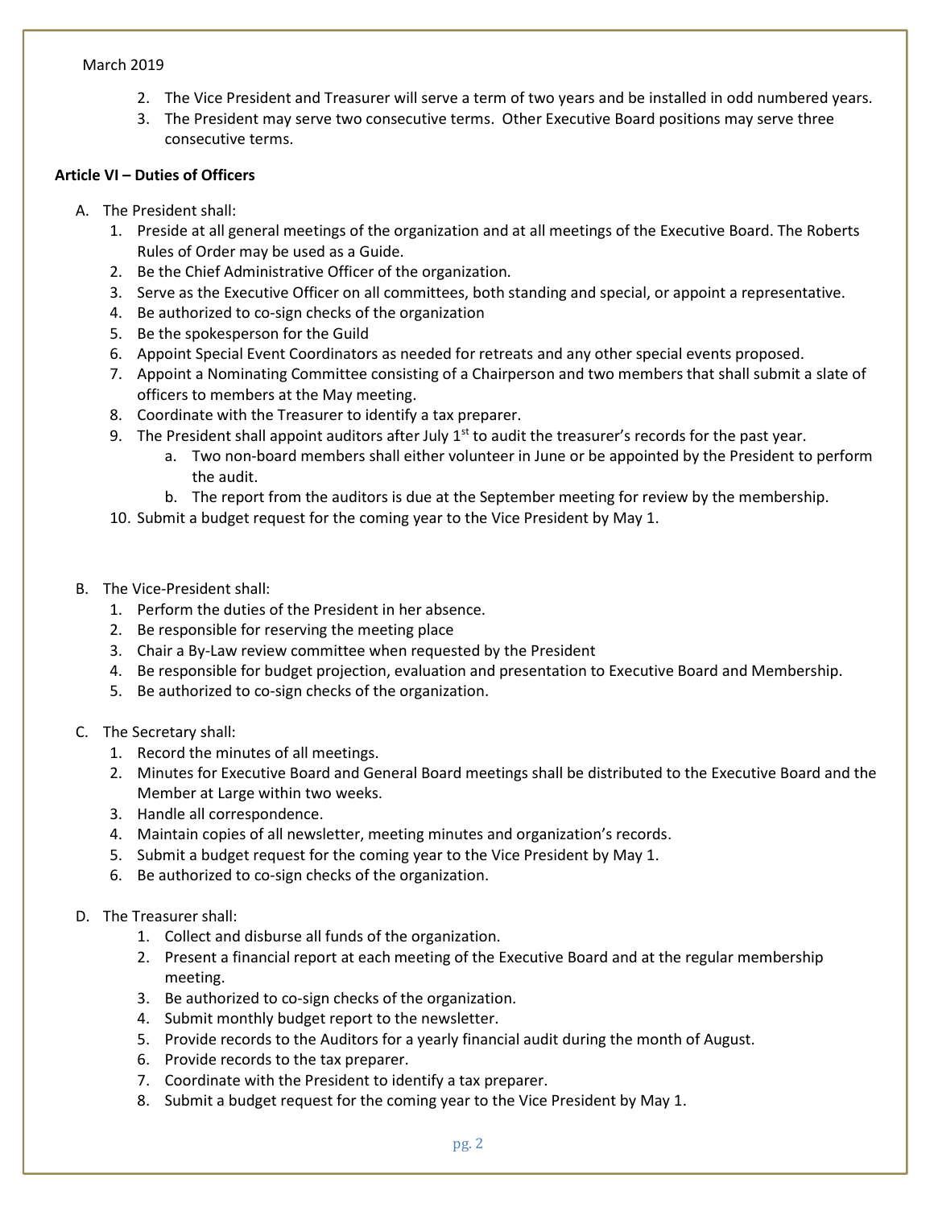2. The Vice President and Treasurer will serve a term of two years and be installed in odd numbered years.
3. The President may serve two consecutive terms. Other Executive Board positions may serve three consecutive terms.

**Article VI – Duties of Officers**

A. The President shall:
   1. Preside at all general meetings of the organization and at all meetings of the Executive Board. The Roberts Rules of Order may be used as a Guide.
   2. Be the Chief Administrative Officer of the organization.
   3. Serve as the Executive Officer on all committees, both standing and special, or appoint a representative.
   4. Be authorized to co-sign checks of the organization
   5. Be the spokesperson for the Guild
   6. Appoint Special Event Coordinators as needed for retreats and any other special events proposed.
   7. Appoint a Nominating Committee consisting of a Chairperson and two members that shall submit a slate of officers to members at the May meeting.
   8. Coordinate with the Treasurer to identify a tax preparer.
   9. The President shall appoint auditors after July 1st to audit the treasurer's records for the past year.
      a. Two non-board members shall either volunteer in June or be appointed by the President to perform the audit.
      b. The report from the auditors is due at the September meeting for review by the membership.
   10. Submit a budget request for the coming year to the Vice President by May 1.

B. The Vice-President shall:
   1. Perform the duties of the President in her absence.
   2. Be responsible for reserving the meeting place
   3. Chair a By-Law review committee when requested by the President
   4. Be responsible for budget projection, evaluation and presentation to Executive Board and Membership.
   5. Be authorized to co-sign checks of the organization.

C. The Secretary shall:
   1. Record the minutes of all meetings.
   2. Minutes for Executive Board and General Board meetings shall be distributed to the Executive Board and the Member at Large within two weeks.
   3. Handle all correspondence.
   4. Maintain copies of all newsletter, meeting minutes and organization's records.
   5. Submit a budget request for the coming year to the Vice President by May 1.
   6. Be authorized to co-sign checks of the organization.

D. The Treasurer shall:
   1. Collect and disburse all funds of the organization.
   2. Present a financial report at each meeting of the Executive Board and at the regular membership meeting.
   3. Be authorized to co-sign checks of the organization.
   4. Submit monthly budget report to the newsletter.
   5. Provide records to the Auditors for a yearly financial audit during the month of August.
   6. Provide records to the tax preparer.
   7. Coordinate with the President to identify a tax preparer.
   8. Submit a budget request for the coming year to the Vice President by May 1.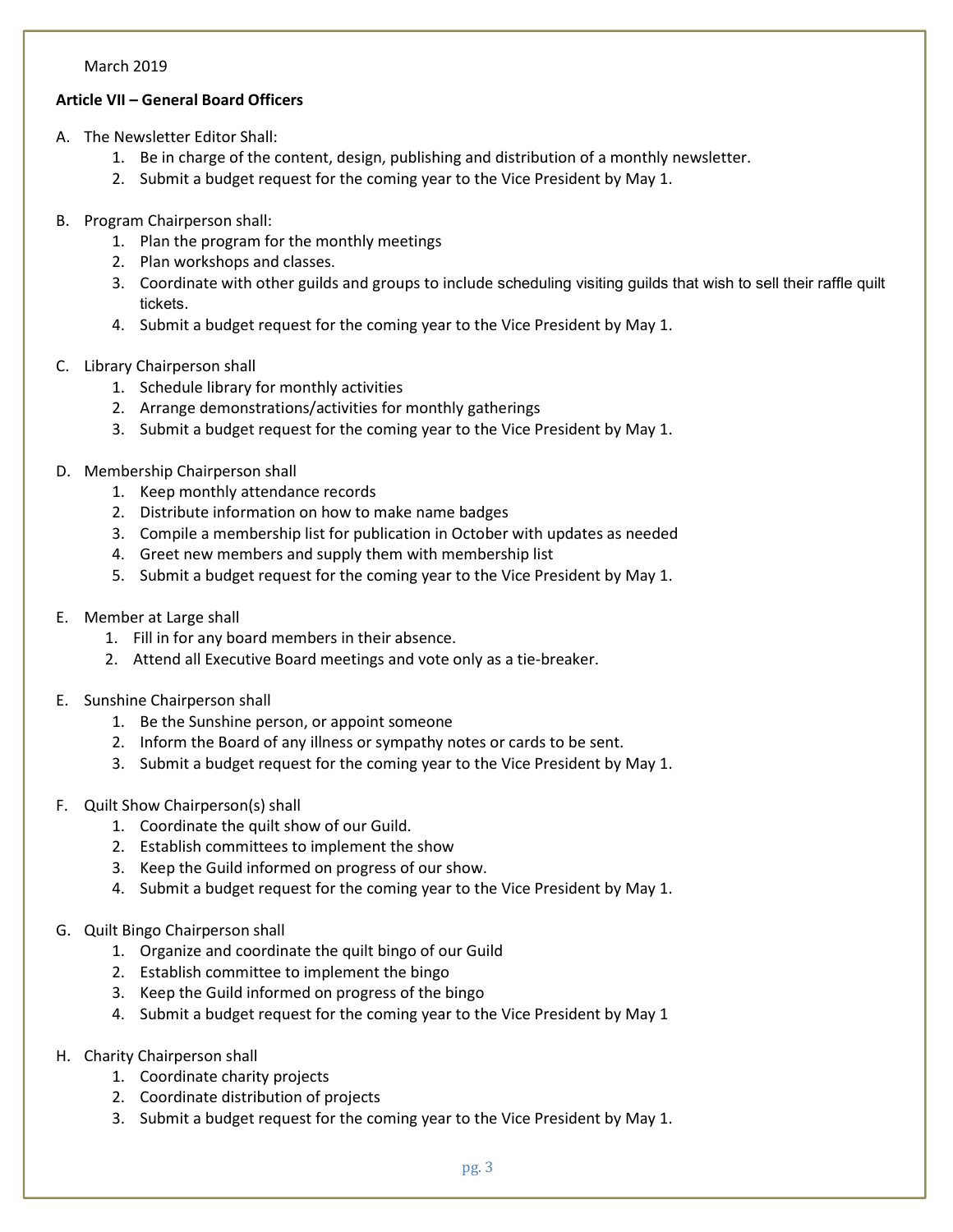March 2019

**Article VII – General Board Officers**

A. The Newsletter Editor Shall:
    1. Be in charge of the content, design, publishing and distribution of a monthly newsletter.
    2. Submit a budget request for the coming year to the Vice President by May 1.

B. Program Chairperson shall:
    1. Plan the program for the monthly meetings
    2. Plan workshops and classes.
    3. Coordinate with other guilds and groups to include scheduling visiting guilds that wish to sell their raffle quilt tickets.
    4. Submit a budget request for the coming year to the Vice President by May 1.

C. Library Chairperson shall
    1. Schedule library for monthly activities
    2. Arrange demonstrations/activities for monthly gatherings
    3. Submit a budget request for the coming year to the Vice President by May 1.

D. Membership Chairperson shall
    1. Keep monthly attendance records
    2. Distribute information on how to make name badges
    3. Compile a membership list for publication in October with updates as needed
    4. Greet new members and supply them with membership list
    5. Submit a budget request for the coming year to the Vice President by May 1.

E. Member at Large shall
    1. Fill in for any board members in their absence.
    2. Attend all Executive Board meetings and vote only as a tie-breaker.

E. Sunshine Chairperson shall
    1. Be the Sunshine person, or appoint someone
    2. Inform the Board of any illness or sympathy notes or cards to be sent.
    3. Submit a budget request for the coming year to the Vice President by May 1.

F. Quilt Show Chairperson(s) shall
    1. Coordinate the quilt show of our Guild.
    2. Establish committees to implement the show
    3. Keep the Guild informed on progress of our show.
    4. Submit a budget request for the coming year to the Vice President by May 1.

G. Quilt Bingo Chairperson shall
    1. Organize and coordinate the quilt bingo of our Guild
    2. Establish committee to implement the bingo
    3. Keep the Guild informed on progress of the bingo
    4. Submit a budget request for the coming year to the Vice President by May 1

H. Charity Chairperson shall
    1. Coordinate charity projects
    2. Coordinate distribution of projects
    3. Submit a budget request for the coming year to the Vice President by May 1.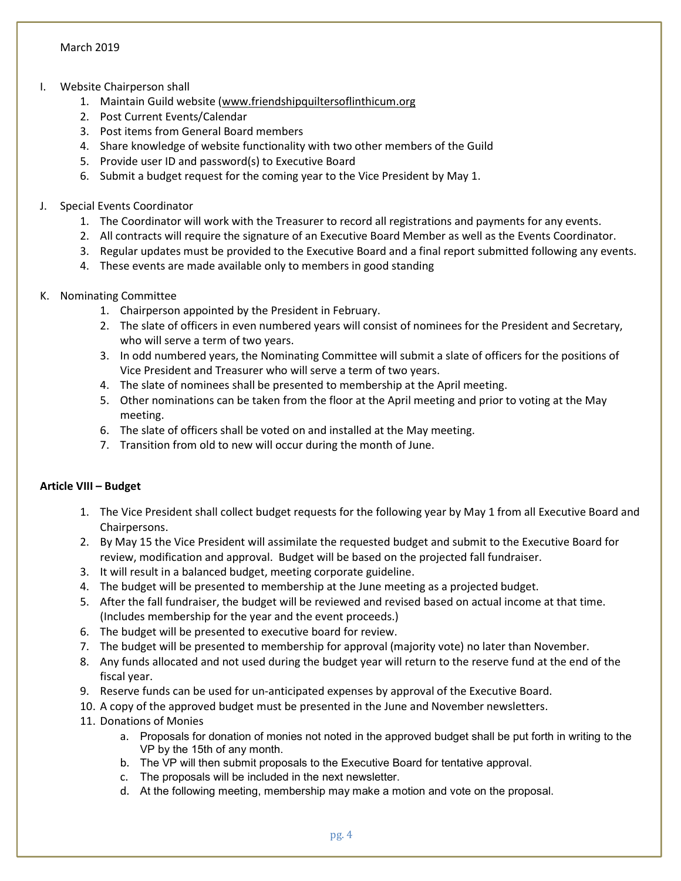March 2019

I. Website Chairperson shall
   1. Maintain Guild website (www.friendshipquiltersoflinthicum.org
   2. Post Current Events/Calendar
   3. Post items from General Board members
   4. Share knowledge of website functionality with two other members of the Guild
   5. Provide user ID and password(s) to Executive Board
   6. Submit a budget request for the coming year to the Vice President by May 1.

J. Special Events Coordinator
   1. The Coordinator will work with the Treasurer to record all registrations and payments for any events.
   2. All contracts will require the signature of an Executive Board Member as well as the Events Coordinator.
   3. Regular updates must be provided to the Executive Board and a final report submitted following any events.
   4. These events are made available only to members in good standing

K. Nominating Committee
   1. Chairperson appointed by the President in February.
   2. The slate of officers in even numbered years will consist of nominees for the President and Secretary, who will serve a term of two years.
   3. In odd numbered years, the Nominating Committee will submit a slate of officers for the positions of Vice President and Treasurer who will serve a term of two years.
   4. The slate of nominees shall be presented to membership at the April meeting.
   5. Other nominations can be taken from the floor at the April meeting and prior to voting at the May meeting.
   6. The slate of officers shall be voted on and installed at the May meeting.
   7. Transition from old to new will occur during the month of June.

**Article VIII – Budget**

1. The Vice President shall collect budget requests for the following year by May 1 from all Executive Board and Chairpersons.
2. By May 15 the Vice President will assimilate the requested budget and submit to the Executive Board for review, modification and approval. Budget will be based on the projected fall fundraiser.
3. It will result in a balanced budget, meeting corporate guideline.
4. The budget will be presented to membership at the June meeting as a projected budget.
5. After the fall fundraiser, the budget will be reviewed and revised based on actual income at that time. (Includes membership for the year and the event proceeds.)
6. The budget will be presented to executive board for review.
7. The budget will be presented to membership for approval (majority vote) no later than November.
8. Any funds allocated and not used during the budget year will return to the reserve fund at the end of the fiscal year.
9. Reserve funds can be used for un-anticipated expenses by approval of the Executive Board.
10. A copy of the approved budget must be presented in the June and November newsletters.
11. Donations of Monies
    a. Proposals for donation of monies not noted in the approved budget shall be put forth in writing to the VP by the 15th of any month.
    b. The VP will then submit proposals to the Executive Board for tentative approval.
    c. The proposals will be included in the next newsletter.
    d. At the following meeting, membership may make a motion and vote on the proposal.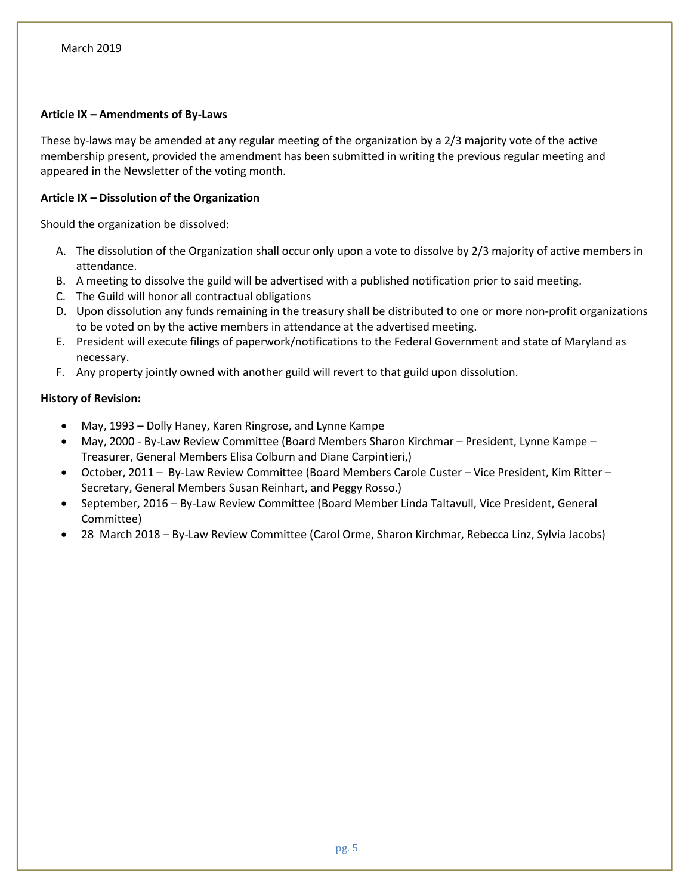March 2019

**Article IX – Amendments of By-Laws**

These by-laws may be amended at any regular meeting of the organization by a 2/3 majority vote of the active membership present, provided the amendment has been submitted in writing the previous regular meeting and appeared in the Newsletter of the voting month.

**Article IX – Dissolution of the Organization**

Should the organization be dissolved:

A. The dissolution of the Organization shall occur only upon a vote to dissolve by 2/3 majority of active members in attendance.
B. A meeting to dissolve the guild will be advertised with a published notification prior to said meeting.
C. The Guild will honor all contractual obligations
D. Upon dissolution any funds remaining in the treasury shall be distributed to one or more non-profit organizations to be voted on by the active members in attendance at the advertised meeting.
E. President will execute filings of paperwork/notifications to the Federal Government and state of Maryland as necessary.
F. Any property jointly owned with another guild will revert to that guild upon dissolution.

**History of Revision:**

- May, 1993 – Dolly Haney, Karen Ringrose, and Lynne Kampe
- May, 2000 - By-Law Review Committee (Board Members Sharon Kirchmar – President, Lynne Kampe – Treasurer, General Members Elisa Colburn and Diane Carpintieri,)
- October, 2011 – By-Law Review Committee (Board Members Carole Custer – Vice President, Kim Ritter – Secretary, General Members Susan Reinhart, and Peggy Rosso.)
- September, 2016 – By-Law Review Committee (Board Member Linda Taltavull, Vice President, General Committee)
- 28 March 2018 – By-Law Review Committee (Carol Orme, Sharon Kirchmar, Rebecca Linz, Sylvia Jacobs)